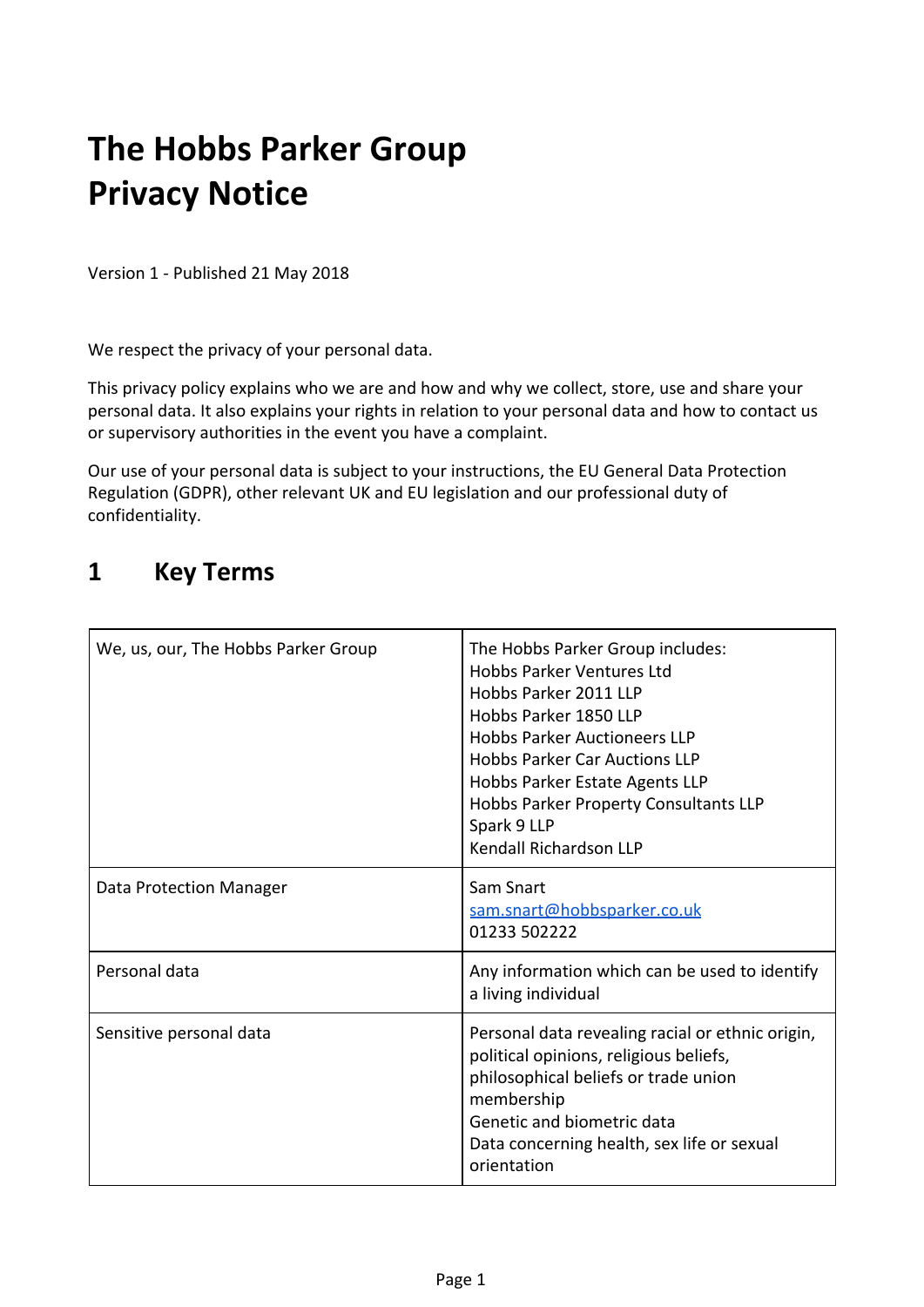# The Hobbs Parker Group
# Privacy Notice

Version 1 - Published 21 May 2018

We respect the privacy of your personal data.

This privacy policy explains who we are and how and why we collect, store, use and share your personal data. It also explains your rights in relation to your personal data and how to contact us or supervisory authorities in the event you have a complaint.

Our use of your personal data is subject to your instructions, the EU General Data Protection Regulation (GDPR), other relevant UK and EU legislation and our professional duty of confidentiality.

## 1 Key Terms

| | |
|---|---|
| We, us, our, The Hobbs Parker Group | The Hobbs Parker Group includes:<br>Hobbs Parker Ventures Ltd<br>Hobbs Parker 2011 LLP<br>Hobbs Parker 1850 LLP<br>Hobbs Parker Auctioneers LLP<br>Hobbs Parker Car Auctions LLP<br>Hobbs Parker Estate Agents LLP<br>Hobbs Parker Property Consultants LLP<br>Spark 9 LLP<br>Kendall Richardson LLP |
| Data Protection Manager | Sam Snart<br>sam.snart@hobbsparker.co.uk<br>01233 502222 |
| Personal data | Any information which can be used to identify a living individual |
| Sensitive personal data | Personal data revealing racial or ethnic origin, political opinions, religious beliefs, philosophical beliefs or trade union membership<br>Genetic and biometric data<br>Data concerning health, sex life or sexual orientation |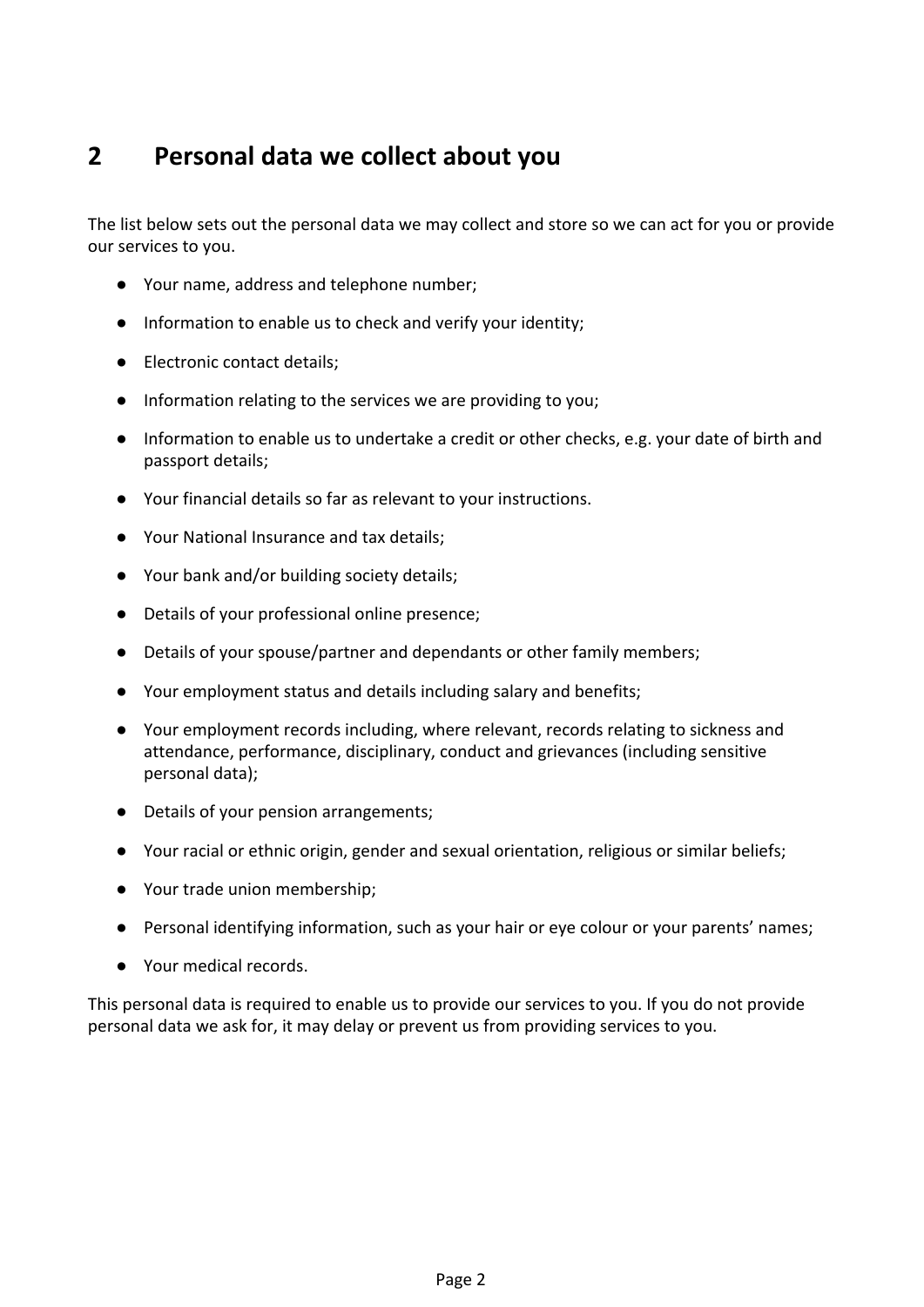## 2 Personal data we collect about you

The list below sets out the personal data we may collect and store so we can act for you or provide our services to you.

- Your name, address and telephone number;
- Information to enable us to check and verify your identity;
- Electronic contact details;
- Information relating to the services we are providing to you;
- Information to enable us to undertake a credit or other checks, e.g. your date of birth and passport details;
- Your financial details so far as relevant to your instructions.
- Your National Insurance and tax details;
- Your bank and/or building society details;
- Details of your professional online presence;
- Details of your spouse/partner and dependants or other family members;
- Your employment status and details including salary and benefits;
- Your employment records including, where relevant, records relating to sickness and attendance, performance, disciplinary, conduct and grievances (including sensitive personal data);
- Details of your pension arrangements;
- Your racial or ethnic origin, gender and sexual orientation, religious or similar beliefs;
- Your trade union membership;
- Personal identifying information, such as your hair or eye colour or your parents' names;
- Your medical records.

This personal data is required to enable us to provide our services to you. If you do not provide personal data we ask for, it may delay or prevent us from providing services to you.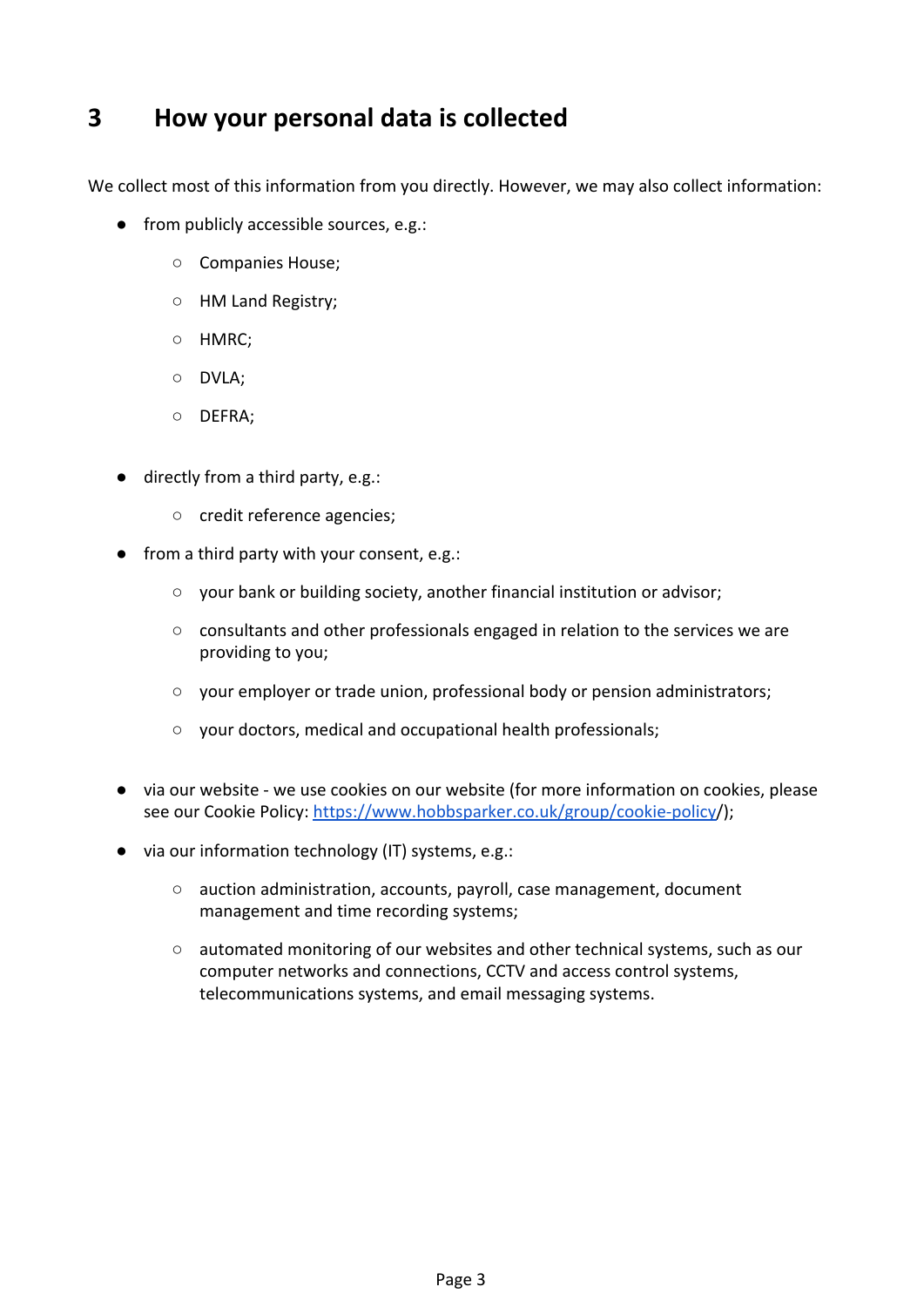## 3 How your personal data is collected

We collect most of this information from you directly. However, we may also collect information:

- from publicly accessible sources, e.g.:
  - Companies House;
  - HM Land Registry;
  - HMRC;
  - DVLA;
  - DEFRA;
- directly from a third party, e.g.:
  - credit reference agencies;
- from a third party with your consent, e.g.:
  - your bank or building society, another financial institution or advisor;
  - consultants and other professionals engaged in relation to the services we are providing to you;
  - your employer or trade union, professional body or pension administrators;
  - your doctors, medical and occupational health professionals;
- via our website - we use cookies on our website (for more information on cookies, please see our Cookie Policy: [https://www.hobbsparker.co.uk/group/cookie-policy](https://www.hobbsparker.co.uk/group/cookie-policy)/);
- via our information technology (IT) systems, e.g.:
  - auction administration, accounts, payroll, case management, document management and time recording systems;
  - automated monitoring of our websites and other technical systems, such as our computer networks and connections, CCTV and access control systems, telecommunications systems, and email messaging systems.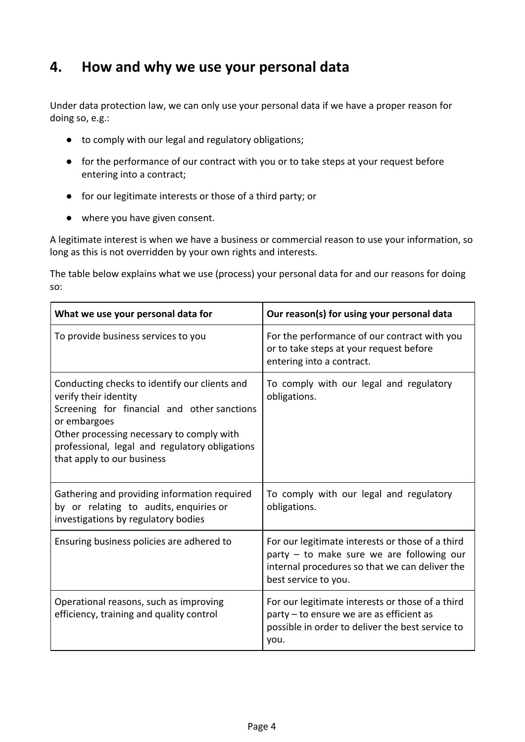## 4. How and why we use your personal data

Under data protection law, we can only use your personal data if we have a proper reason for doing so, e.g.:

- to comply with our legal and regulatory obligations;
- for the performance of our contract with you or to take steps at your request before entering into a contract;
- for our legitimate interests or those of a third party; or
- where you have given consent.

A legitimate interest is when we have a business or commercial reason to use your information, so long as this is not overridden by your own rights and interests.

The table below explains what we use (process) your personal data for and our reasons for doing so:

| What we use your personal data for | Our reason(s) for using your personal data |
| --- | --- |
| To provide business services to you | For the performance of our contract with you or to take steps at your request before entering into a contract. |
| Conducting checks to identify our clients and verify their identity<br>Screening for financial and other sanctions or embargoes<br>Other processing necessary to comply with professional, legal and regulatory obligations that apply to our business | To comply with our legal and regulatory obligations. |
| Gathering and providing information required by or relating to audits, enquiries or investigations by regulatory bodies | To comply with our legal and regulatory obligations. |
| Ensuring business policies are adhered to | For our legitimate interests or those of a third party – to make sure we are following our internal procedures so that we can deliver the best service to you. |
| Operational reasons, such as improving efficiency, training and quality control | For our legitimate interests or those of a third party – to ensure we are as efficient as possible in order to deliver the best service to you. |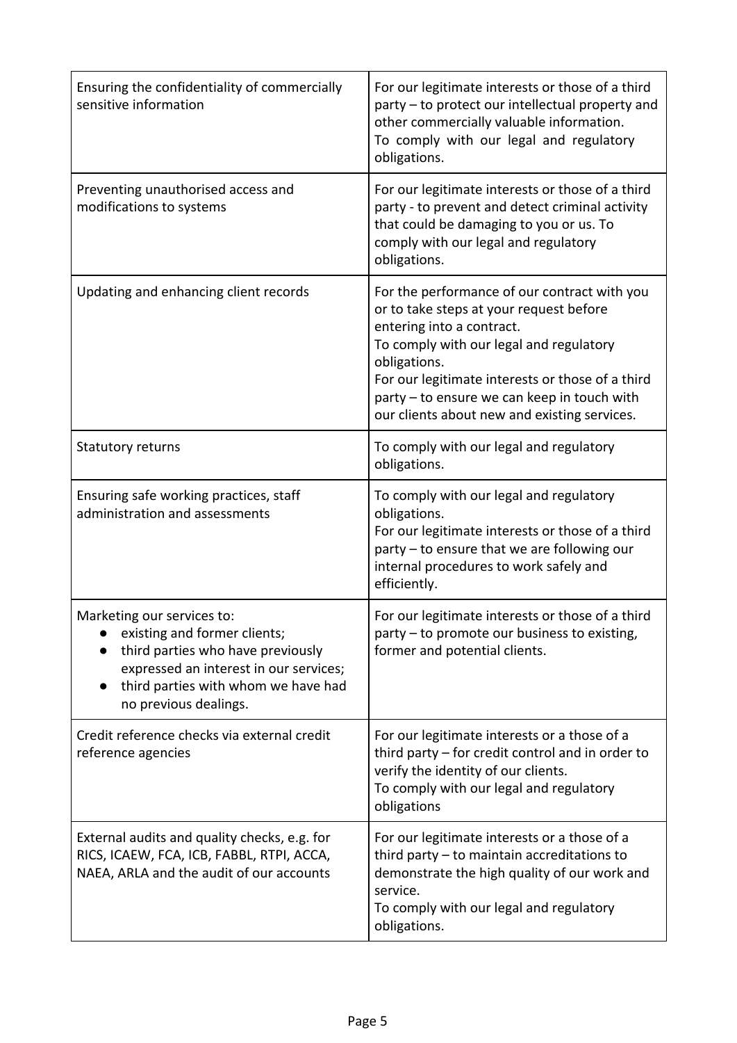| | |
|---|---|
| Ensuring the confidentiality of commercially sensitive information | For our legitimate interests or those of a third party – to protect our intellectual property and other commercially valuable information.<br>To comply with our legal and regulatory obligations. |
| Preventing unauthorised access and modifications to systems | For our legitimate interests or those of a third party - to prevent and detect criminal activity that could be damaging to you or us. To comply with our legal and regulatory obligations. |
| Updating and enhancing client records | For the performance of our contract with you or to take steps at your request before entering into a contract.<br>To comply with our legal and regulatory obligations.<br>For our legitimate interests or those of a third party – to ensure we can keep in touch with our clients about new and existing services. |
| Statutory returns | To comply with our legal and regulatory obligations. |
| Ensuring safe working practices, staff administration and assessments | To comply with our legal and regulatory obligations.<br>For our legitimate interests or those of a third party – to ensure that we are following our internal procedures to work safely and efficiently. |
| Marketing our services to:<br>● existing and former clients;<br>● third parties who have previously expressed an interest in our services;<br>● third parties with whom we have had no previous dealings. | For our legitimate interests or those of a third party – to promote our business to existing, former and potential clients. |
| Credit reference checks via external credit reference agencies | For our legitimate interests or a those of a third party – for credit control and in order to verify the identity of our clients.<br>To comply with our legal and regulatory obligations |
| External audits and quality checks, e.g. for RICS, ICAEW, FCA, ICB, FABBL, RTPI, ACCA, NAEA, ARLA and the audit of our accounts | For our legitimate interests or a those of a third party – to maintain accreditations to demonstrate the high quality of our work and service.<br>To comply with our legal and regulatory obligations. |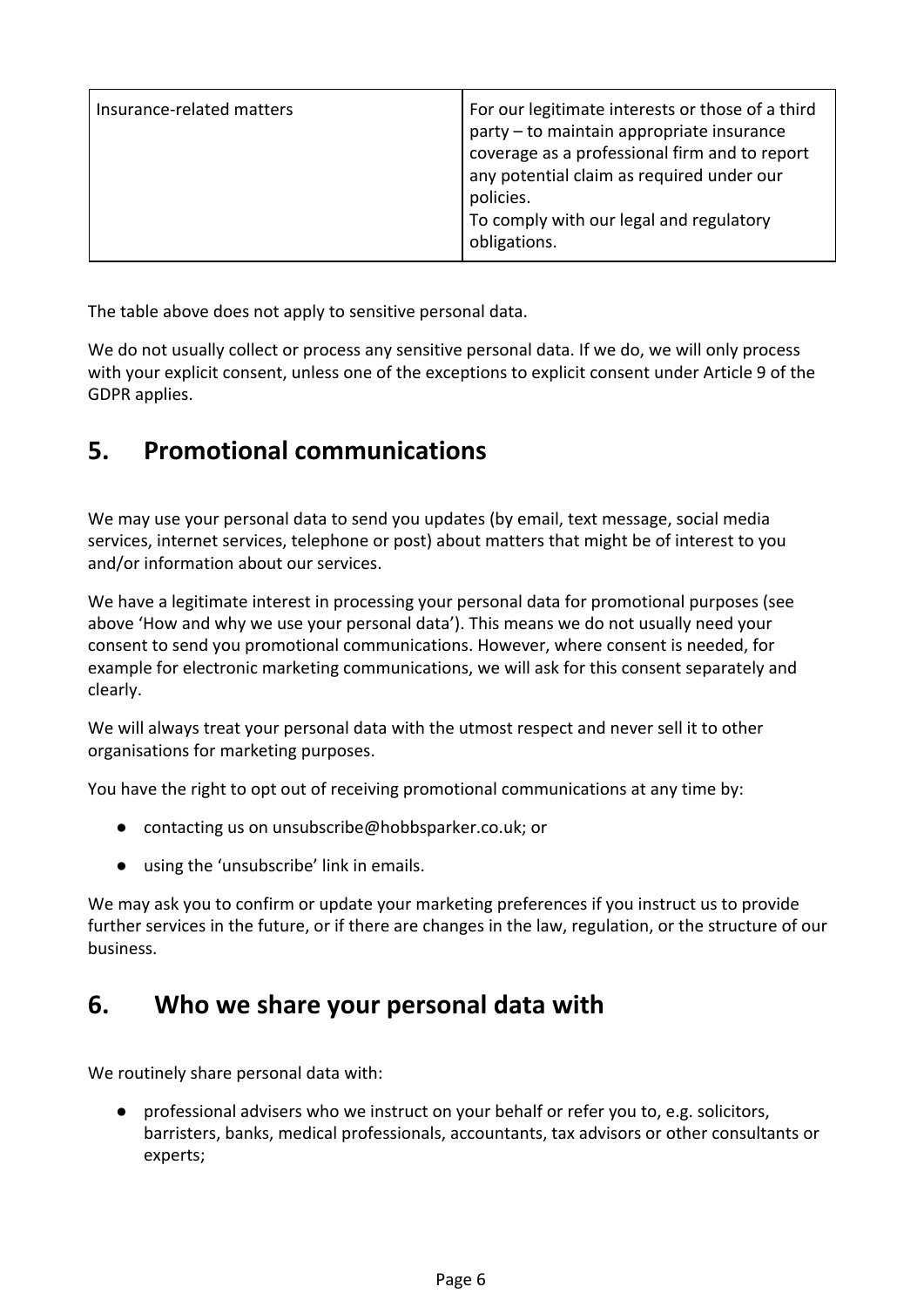| | |
|---|---|
| Insurance-related matters | For our legitimate interests or those of a third party – to maintain appropriate insurance coverage as a professional firm and to report any potential claim as required under our policies.<br>To comply with our legal and regulatory obligations. |

The table above does not apply to sensitive personal data.

We do not usually collect or process any sensitive personal data. If we do, we will only process with your explicit consent, unless one of the exceptions to explicit consent under Article 9 of the GDPR applies.

## 5. Promotional communications

We may use your personal data to send you updates (by email, text message, social media services, internet services, telephone or post) about matters that might be of interest to you and/or information about our services.

We have a legitimate interest in processing your personal data for promotional purposes (see above 'How and why we use your personal data'). This means we do not usually need your consent to send you promotional communications. However, where consent is needed, for example for electronic marketing communications, we will ask for this consent separately and clearly.

We will always treat your personal data with the utmost respect and never sell it to other organisations for marketing purposes.

You have the right to opt out of receiving promotional communications at any time by:

- contacting us on unsubscribe@hobbsparker.co.uk; or
- using the 'unsubscribe' link in emails.

We may ask you to confirm or update your marketing preferences if you instruct us to provide further services in the future, or if there are changes in the law, regulation, or the structure of our business.

## 6. Who we share your personal data with

We routinely share personal data with:

- professional advisers who we instruct on your behalf or refer you to, e.g. solicitors, barristers, banks, medical professionals, accountants, tax advisors or other consultants or experts;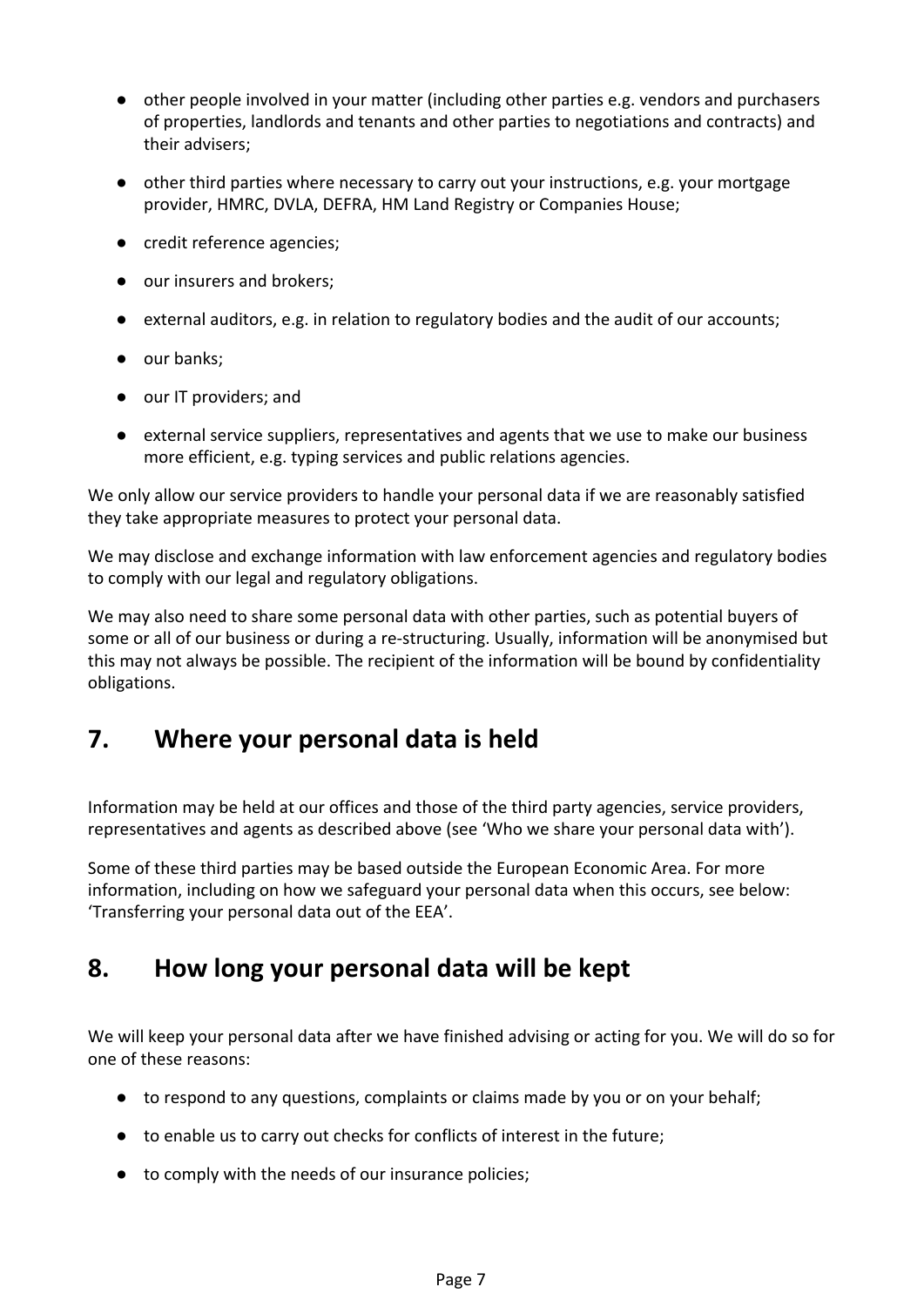- other people involved in your matter (including other parties e.g. vendors and purchasers of properties, landlords and tenants and other parties to negotiations and contracts) and their advisers;
- other third parties where necessary to carry out your instructions, e.g. your mortgage provider, HMRC, DVLA, DEFRA, HM Land Registry or Companies House;
- credit reference agencies;
- our insurers and brokers;
- external auditors, e.g. in relation to regulatory bodies and the audit of our accounts;
- our banks;
- our IT providers; and
- external service suppliers, representatives and agents that we use to make our business more efficient, e.g. typing services and public relations agencies.

We only allow our service providers to handle your personal data if we are reasonably satisfied they take appropriate measures to protect your personal data.

We may disclose and exchange information with law enforcement agencies and regulatory bodies to comply with our legal and regulatory obligations.

We may also need to share some personal data with other parties, such as potential buyers of some or all of our business or during a re-structuring. Usually, information will be anonymised but this may not always be possible. The recipient of the information will be bound by confidentiality obligations.

## 7. Where your personal data is held

Information may be held at our offices and those of the third party agencies, service providers, representatives and agents as described above (see 'Who we share your personal data with').

Some of these third parties may be based outside the European Economic Area. For more information, including on how we safeguard your personal data when this occurs, see below: 'Transferring your personal data out of the EEA'.

## 8. How long your personal data will be kept

We will keep your personal data after we have finished advising or acting for you. We will do so for one of these reasons:

- to respond to any questions, complaints or claims made by you or on your behalf;
- to enable us to carry out checks for conflicts of interest in the future;
- to comply with the needs of our insurance policies;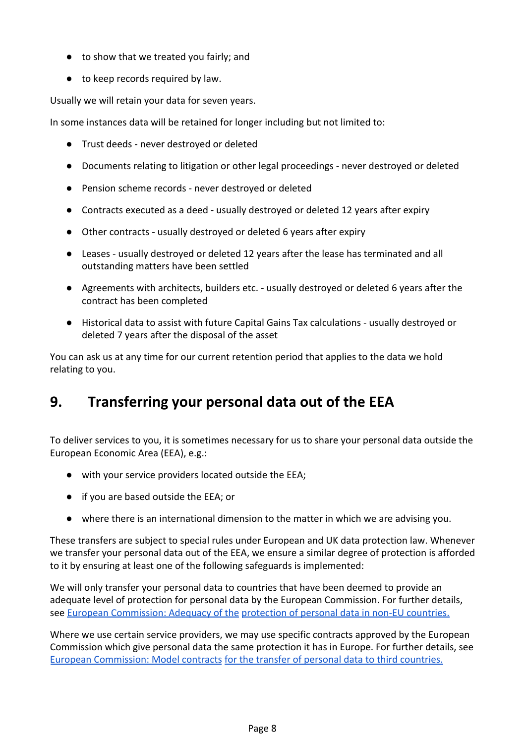- to show that we treated you fairly; and
- to keep records required by law.

Usually we will retain your data for seven years.

In some instances data will be retained for longer including but not limited to:

- Trust deeds - never destroyed or deleted
- Documents relating to litigation or other legal proceedings - never destroyed or deleted
- Pension scheme records - never destroyed or deleted
- Contracts executed as a deed - usually destroyed or deleted 12 years after expiry
- Other contracts - usually destroyed or deleted 6 years after expiry
- Leases - usually destroyed or deleted 12 years after the lease has terminated and all outstanding matters have been settled
- Agreements with architects, builders etc. - usually destroyed or deleted 6 years after the contract has been completed
- Historical data to assist with future Capital Gains Tax calculations - usually destroyed or deleted 7 years after the disposal of the asset

You can ask us at any time for our current retention period that applies to the data we hold relating to you.

## 9. Transferring your personal data out of the EEA

To deliver services to you, it is sometimes necessary for us to share your personal data outside the European Economic Area (EEA), e.g.:

- with your service providers located outside the EEA;
- if you are based outside the EEA; or
- where there is an international dimension to the matter in which we are advising you.

These transfers are subject to special rules under European and UK data protection law. Whenever we transfer your personal data out of the EEA, we ensure a similar degree of protection is afforded to it by ensuring at least one of the following safeguards is implemented:

We will only transfer your personal data to countries that have been deemed to provide an adequate level of protection for personal data by the European Commission. For further details, see European Commission: Adequacy of the protection of personal data in non-EU countries.

Where we use certain service providers, we may use specific contracts approved by the European Commission which give personal data the same protection it has in Europe. For further details, see European Commission: Model contracts for the transfer of personal data to third countries.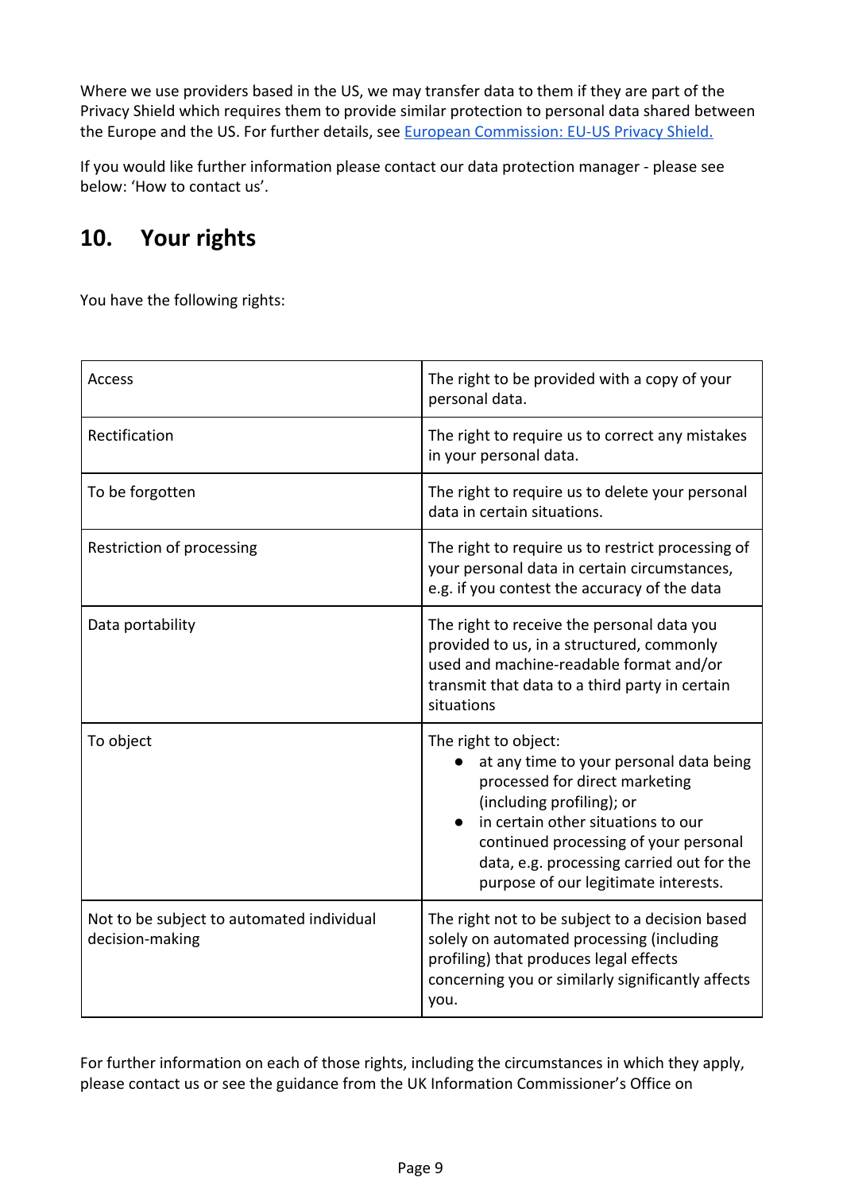Where we use providers based in the US, we may transfer data to them if they are part of the Privacy Shield which requires them to provide similar protection to personal data shared between the Europe and the US. For further details, see [European Commission: EU-US Privacy Shield.](#)

If you would like further information please contact our data protection manager - please see below: 'How to contact us'.

## 10. Your rights

You have the following rights:

| | |
|---|---|
| Access | The right to be provided with a copy of your personal data. |
| Rectification | The right to require us to correct any mistakes in your personal data. |
| To be forgotten | The right to require us to delete your personal data in certain situations. |
| Restriction of processing | The right to require us to restrict processing of your personal data in certain circumstances, e.g. if you contest the accuracy of the data |
| Data portability | The right to receive the personal data you provided to us, in a structured, commonly used and machine-readable format and/or transmit that data to a third party in certain situations |
| To object | The right to object: <br>● at any time to your personal data being processed for direct marketing (including profiling); or <br>● in certain other situations to our continued processing of your personal data, e.g. processing carried out for the purpose of our legitimate interests. |
| Not to be subject to automated individual decision-making | The right not to be subject to a decision based solely on automated processing (including profiling) that produces legal effects concerning you or similarly significantly affects you. |

For further information on each of those rights, including the circumstances in which they apply, please contact us or see the guidance from the UK Information Commissioner's Office on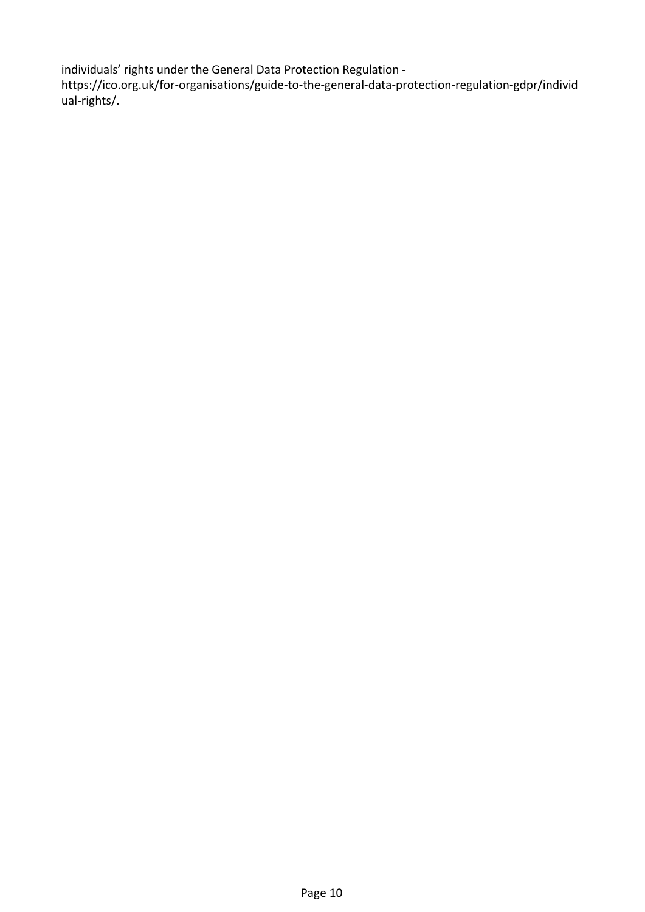individuals' rights under the General Data Protection Regulation - https://ico.org.uk/for-organisations/guide-to-the-general-data-protection-regulation-gdpr/individual-rights/.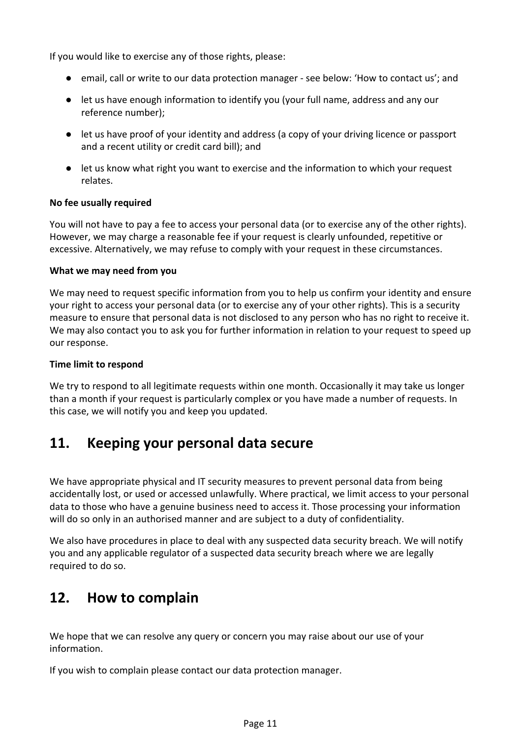If you would like to exercise any of those rights, please:

- email, call or write to our data protection manager - see below: 'How to contact us'; and
- let us have enough information to identify you (your full name, address and any our reference number);
- let us have proof of your identity and address (a copy of your driving licence or passport and a recent utility or credit card bill); and
- let us know what right you want to exercise and the information to which your request relates.

**No fee usually required**

You will not have to pay a fee to access your personal data (or to exercise any of the other rights). However, we may charge a reasonable fee if your request is clearly unfounded, repetitive or excessive. Alternatively, we may refuse to comply with your request in these circumstances.

**What we may need from you**

We may need to request specific information from you to help us confirm your identity and ensure your right to access your personal data (or to exercise any of your other rights). This is a security measure to ensure that personal data is not disclosed to any person who has no right to receive it. We may also contact you to ask you for further information in relation to your request to speed up our response.

**Time limit to respond**

We try to respond to all legitimate requests within one month. Occasionally it may take us longer than a month if your request is particularly complex or you have made a number of requests. In this case, we will notify you and keep you updated.

## 11. Keeping your personal data secure

We have appropriate physical and IT security measures to prevent personal data from being accidentally lost, or used or accessed unlawfully. Where practical, we limit access to your personal data to those who have a genuine business need to access it. Those processing your information will do so only in an authorised manner and are subject to a duty of confidentiality.

We also have procedures in place to deal with any suspected data security breach. We will notify you and any applicable regulator of a suspected data security breach where we are legally required to do so.

## 12. How to complain

We hope that we can resolve any query or concern you may raise about our use of your information.

If you wish to complain please contact our data protection manager.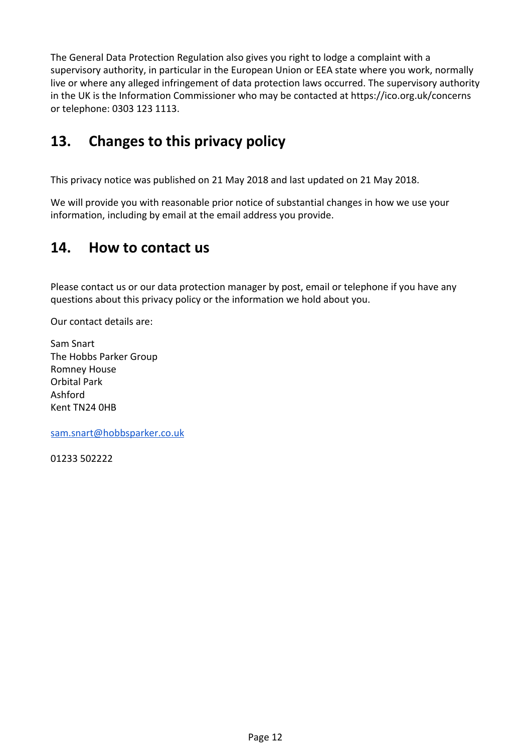The General Data Protection Regulation also gives you right to lodge a complaint with a supervisory authority, in particular in the European Union or EEA state where you work, normally live or where any alleged infringement of data protection laws occurred. The supervisory authority in the UK is the Information Commissioner who may be contacted at https://ico.org.uk/concerns or telephone: 0303 123 1113.

## 13. Changes to this privacy policy

This privacy notice was published on 21 May 2018 and last updated on 21 May 2018.

We will provide you with reasonable prior notice of substantial changes in how we use your information, including by email at the email address you provide.

## 14. How to contact us

Please contact us or our data protection manager by post, email or telephone if you have any questions about this privacy policy or the information we hold about you.

Our contact details are:

Sam Snart
The Hobbs Parker Group
Romney House
Orbital Park
Ashford
Kent TN24 0HB

sam.snart@hobbsparker.co.uk

01233 502222